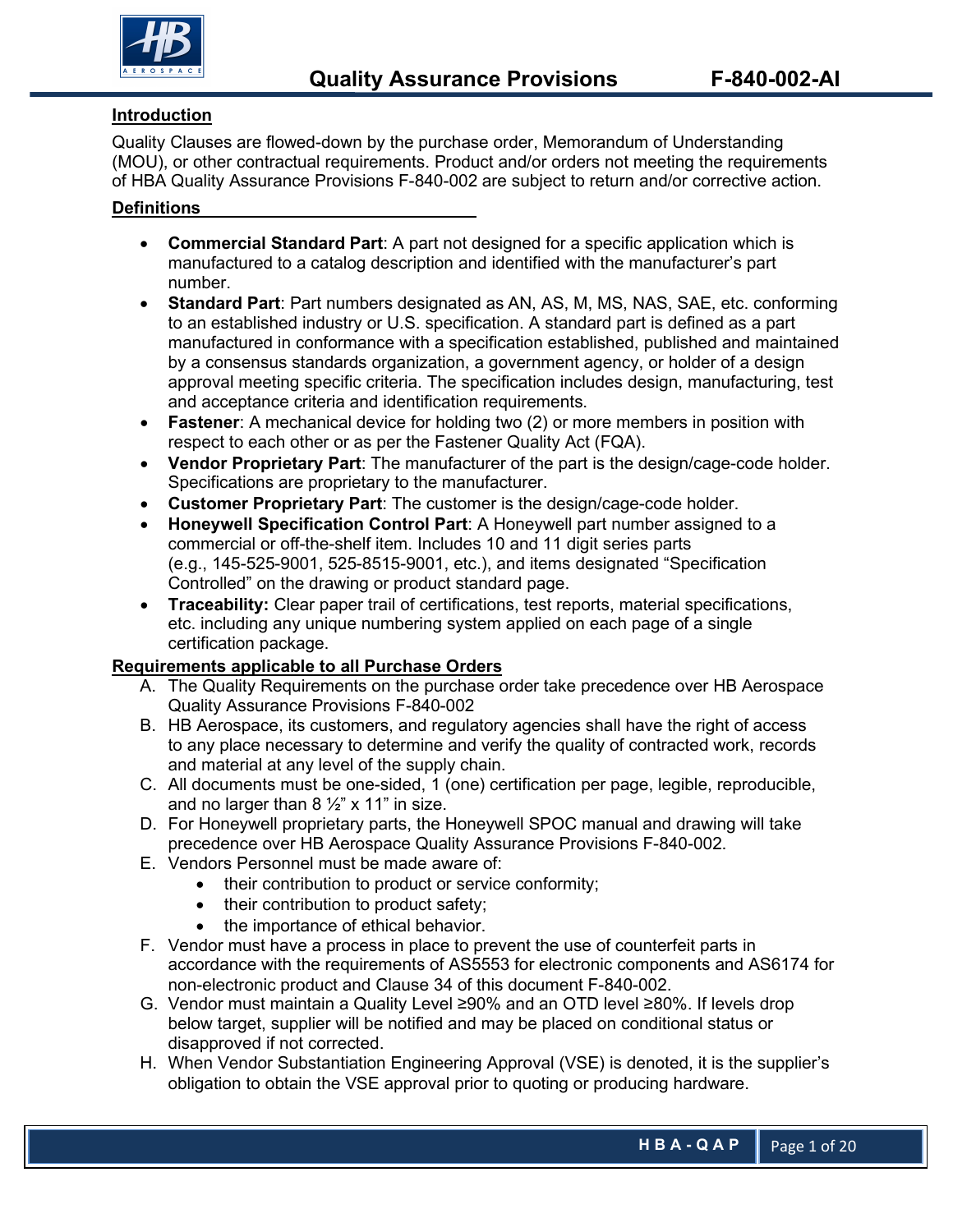# Quality Assurance Provisions F-840-002-AI

## Introduction

Quality Clauses are flowed-down by the purchase order, Memorandum of Understanding (MOU), or other contractual requirements. Product and/or orders not meeting the requirements of HBA Quality Assurance Provisions F-840-002 are subject to return and/or corrective action.

## Definitions

- **Commercial Standard Part**: A part not designed for a specific application which is manufactured to a catalog description and identified with the manufacturer's part number.
- **Standard Part**: Part numbers designated as AN, AS, M, MS, NAS, SAE, etc. conforming to an established industry or U.S. specification. A standard part is defined as a part manufactured in conformance with a specification established, published and maintained by a consensus standards organization, a government agency, or holder of a design approval meeting specific criteria. The specification includes design, manufacturing, test and acceptance criteria and identification requirements.
- **Fastener**: A mechanical device for holding two (2) or more members in position with respect to each other or as per the Fastener Quality Act (FQA).
- **Vendor Proprietary Part**: The manufacturer of the part is the design/cage-code holder. Specifications are proprietary to the manufacturer.
- **Customer Proprietary Part**: The customer is the design/cage-code holder.
- **Honeywell Specification Control Part**: A Honeywell part number assigned to a commercial or off-the-shelf item. Includes 10 and 11 digit series parts (e.g., 145-525-9001, 525-8515-9001, etc.), and items designated "Specification Controlled" on the drawing or product standard page.
- **Traceability:** Clear paper trail of certifications, test reports, material specifications, etc. including any unique numbering system applied on each page of a single certification package.

## Requirements applicable to all Purchase Orders

A. The Quality Requirements on the purchase order take precedence over HB Aerospace Quality Assurance Provisions F-840-002

B. HB Aerospace, its customers, and regulatory agencies shall have the right of access to any place necessary to determine and verify the quality of contracted work, records and material at any level of the supply chain.

C. All documents must be one-sided, 1 (one) certification per page, legible, reproducible, and no larger than 8 ½" x 11" in size.

D. For Honeywell proprietary parts, the Honeywell SPOC manual and drawing will take precedence over HB Aerospace Quality Assurance Provisions F-840-002.

E. Vendors Personnel must be made aware of:
   - their contribution to product or service conformity;
   - their contribution to product safety;
   - the importance of ethical behavior.

F. Vendor must have a process in place to prevent the use of counterfeit parts in accordance with the requirements of AS5553 for electronic components and AS6174 for non-electronic product and Clause 34 of this document F-840-002.

G. Vendor must maintain a Quality Level ≥90% and an OTD level ≥80%. If levels drop below target, supplier will be notified and may be placed on conditional status or disapproved if not corrected.

H. When Vendor Substantiation Engineering Approval (VSE) is denoted, it is the supplier's obligation to obtain the VSE approval prior to quoting or producing hardware.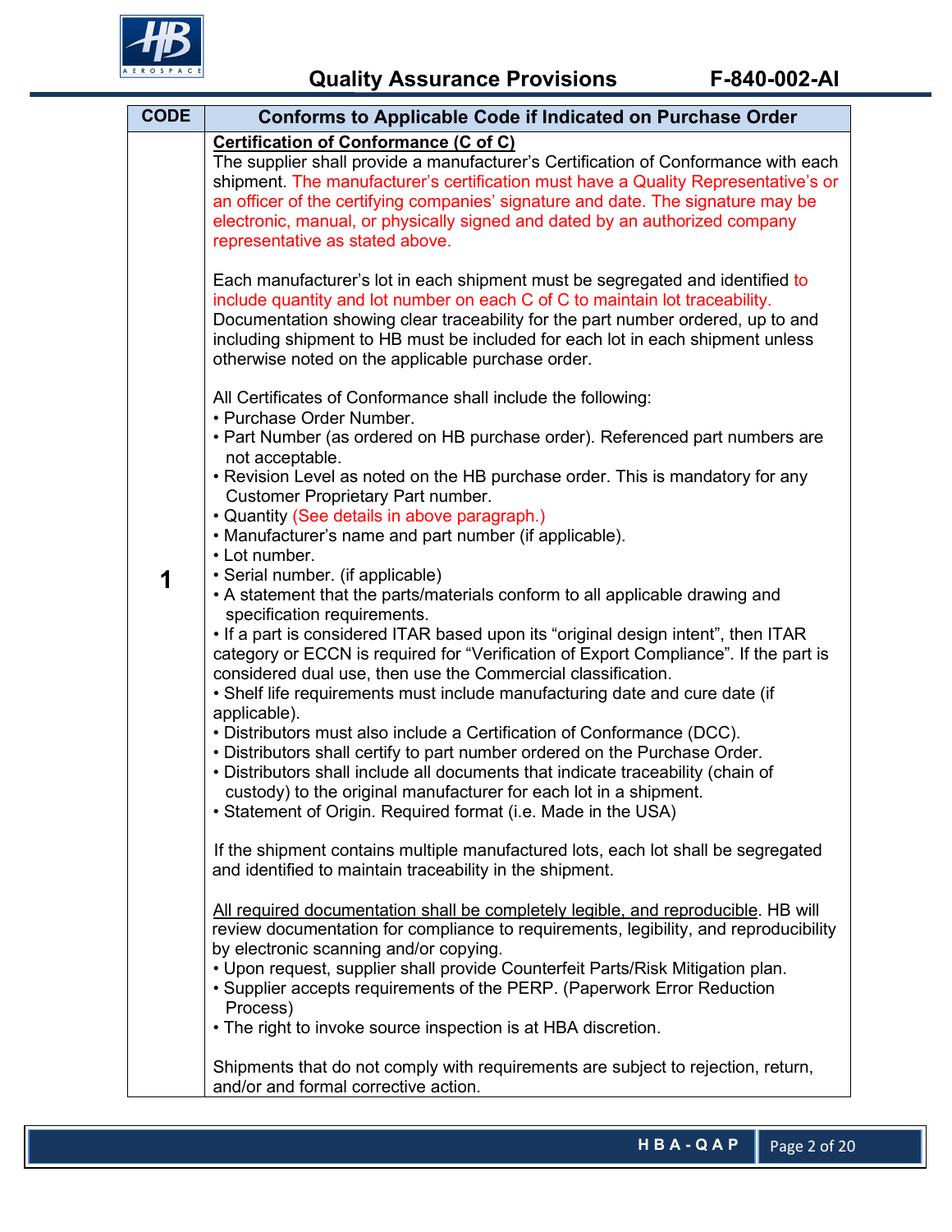| CODE | Conforms to Applicable Code if Indicated on Purchase Order |
|---|---|
| 1 | **<u>Certification of Conformance (C of C)</u>**<br>The supplier shall provide a manufacturer's Certification of Conformance with each shipment. The manufacturer's certification must have a Quality Representative's or an officer of the certifying companies' signature and date. The signature may be electronic, manual, or physically signed and dated by an authorized company representative as stated above.<br><br>Each manufacturer's lot in each shipment must be segregated and identified to include quantity and lot number on each C of C to maintain lot traceability. Documentation showing clear traceability for the part number ordered, up to and including shipment to HB must be included for each lot in each shipment unless otherwise noted on the applicable purchase order.<br><br>All Certificates of Conformance shall include the following:<br>• Purchase Order Number.<br>• Part Number (as ordered on HB purchase order). Referenced part numbers are not acceptable.<br>• Revision Level as noted on the HB purchase order. This is mandatory for any Customer Proprietary Part number.<br>• Quantity (See details in above paragraph.)<br>• Manufacturer's name and part number (if applicable).<br>• Lot number.<br>• Serial number. (if applicable)<br>• A statement that the parts/materials conform to all applicable drawing and specification requirements.<br>• If a part is considered ITAR based upon its "original design intent", then ITAR category or ECCN is required for "Verification of Export Compliance". If the part is considered dual use, then use the Commercial classification.<br>• Shelf life requirements must include manufacturing date and cure date (if applicable).<br>• Distributors must also include a Certification of Conformance (DCC).<br>• Distributors shall certify to part number ordered on the Purchase Order.<br>• Distributors shall include all documents that indicate traceability (chain of custody) to the original manufacturer for each lot in a shipment.<br>• Statement of Origin. Required format (i.e. Made in the USA)<br><br>If the shipment contains multiple manufactured lots, each lot shall be segregated and identified to maintain traceability in the shipment.<br><br><u>All required documentation shall be completely legible, and reproducible</u>. HB will review documentation for compliance to requirements, legibility, and reproducibility by electronic scanning and/or copying.<br>• Upon request, supplier shall provide Counterfeit Parts/Risk Mitigation plan.<br>• Supplier accepts requirements of the PERP. (Paperwork Error Reduction Process)<br>• The right to invoke source inspection is at HBA discretion.<br><br>Shipments that do not comply with requirements are subject to rejection, return, and/or and formal corrective action. |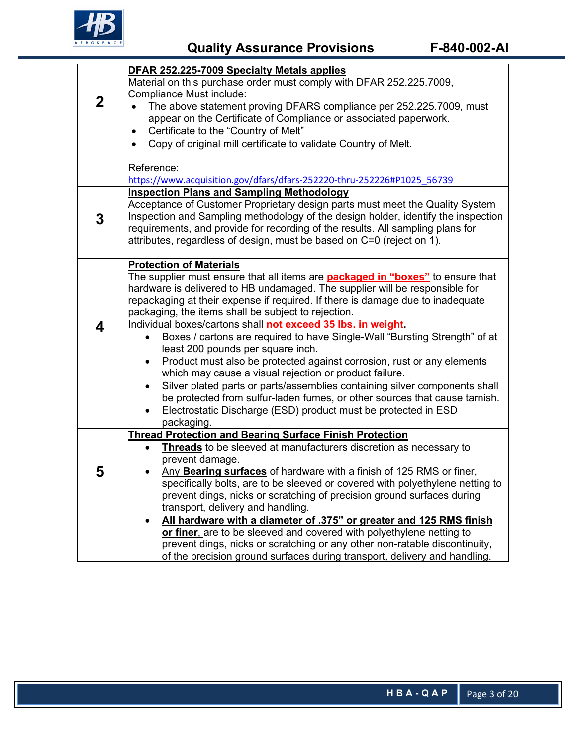| | |
|---|---|
| **2** | **DFAR 252.225-7009 Specialty Metals applies**<br>Material on this purchase order must comply with DFAR 252.225.7009, Compliance Must include:<br>• The above statement proving DFARS compliance per 252.225.7009, must appear on the Certificate of Compliance or associated paperwork.<br>• Certificate to the "Country of Melt"<br>• Copy of original mill certificate to validate Country of Melt.<br><br>Reference:<br>https://www.acquisition.gov/dfars/dfars-252220-thru-252226#P1025_56739 |
| **3** | **Inspection Plans and Sampling Methodology**<br>Acceptance of Customer Proprietary design parts must meet the Quality System Inspection and Sampling methodology of the design holder, identify the inspection requirements, and provide for recording of the results. All sampling plans for attributes, regardless of design, must be based on C=0 (reject on 1). |
| **4** | **Protection of Materials**<br>The supplier must ensure that all items are **packaged in "boxes"** to ensure that hardware is delivered to HB undamaged. The supplier will be responsible for repackaging at their expense if required. If there is damage due to inadequate packaging, the items shall be subject to rejection.<br>Individual boxes/cartons shall **not exceed 35 lbs. in weight.**<br>• Boxes / cartons are required to have Single-Wall "Bursting Strength" of at least 200 pounds per square inch.<br>• Product must also be protected against corrosion, rust or any elements which may cause a visual rejection or product failure.<br>• Silver plated parts or parts/assemblies containing silver components shall be protected from sulfur-laden fumes, or other sources that cause tarnish.<br>• Electrostatic Discharge (ESD) product must be protected in ESD packaging. |
| **5** | **Thread Protection and Bearing Surface Finish Protection**<br>• **Threads** to be sleeved at manufacturers discretion as necessary to prevent damage.<br>• Any **Bearing surfaces** of hardware with a finish of 125 RMS or finer, specifically bolts, are to be sleeved or covered with polyethylene netting to prevent dings, nicks or scratching of precision ground surfaces during transport, delivery and handling.<br>• **All hardware with a diameter of .375" or greater and 125 RMS finish or finer**, are to be sleeved and covered with polyethylene netting to prevent dings, nicks or scratching or any other non-ratable discontinuity, of the precision ground surfaces during transport, delivery and handling. |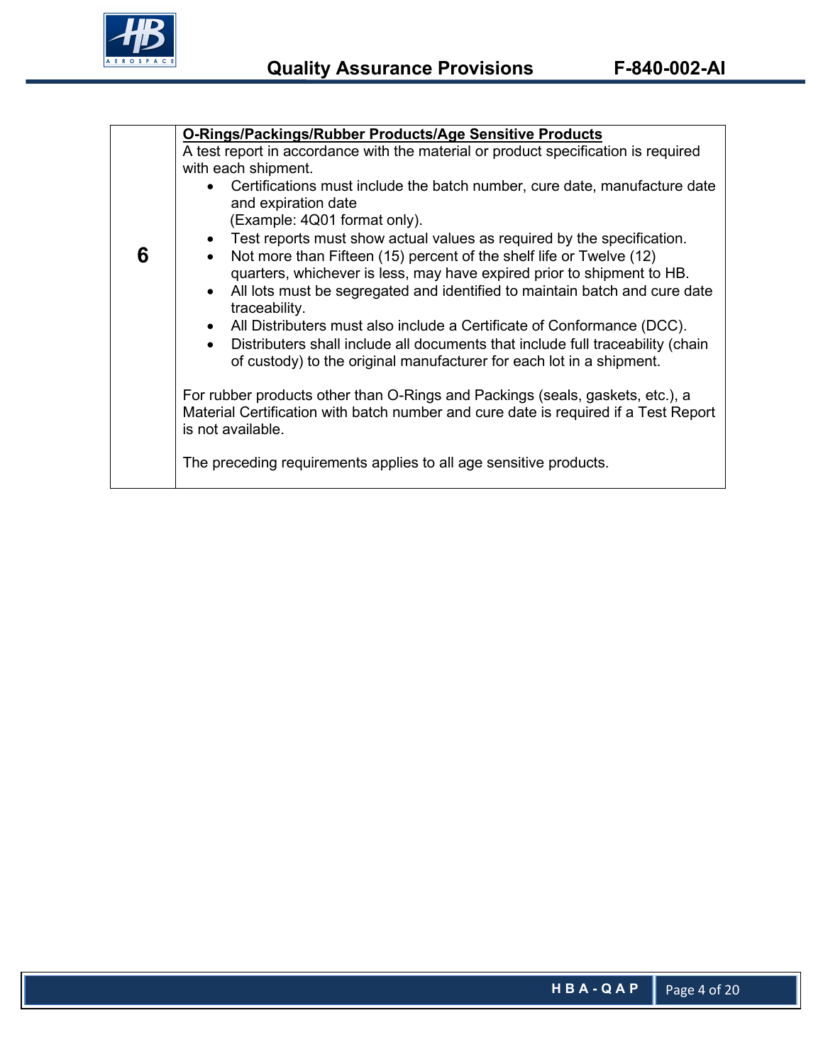| 6 | **O-Rings/Packings/Rubber Products/Age Sensitive Products**<br>A test report in accordance with the material or product specification is required with each shipment.<br>• Certifications must include the batch number, cure date, manufacture date and expiration date (Example: 4Q01 format only).<br>• Test reports must show actual values as required by the specification.<br>• Not more than Fifteen (15) percent of the shelf life or Twelve (12) quarters, whichever is less, may have expired prior to shipment to HB.<br>• All lots must be segregated and identified to maintain batch and cure date traceability.<br>• All Distributers must also include a Certificate of Conformance (DCC).<br>• Distributers shall include all documents that include full traceability (chain of custody) to the original manufacturer for each lot in a shipment.<br><br>For rubber products other than O-Rings and Packings (seals, gaskets, etc.), a Material Certification with batch number and cure date is required if a Test Report is not available.<br><br>The preceding requirements applies to all age sensitive products. |
|---|---|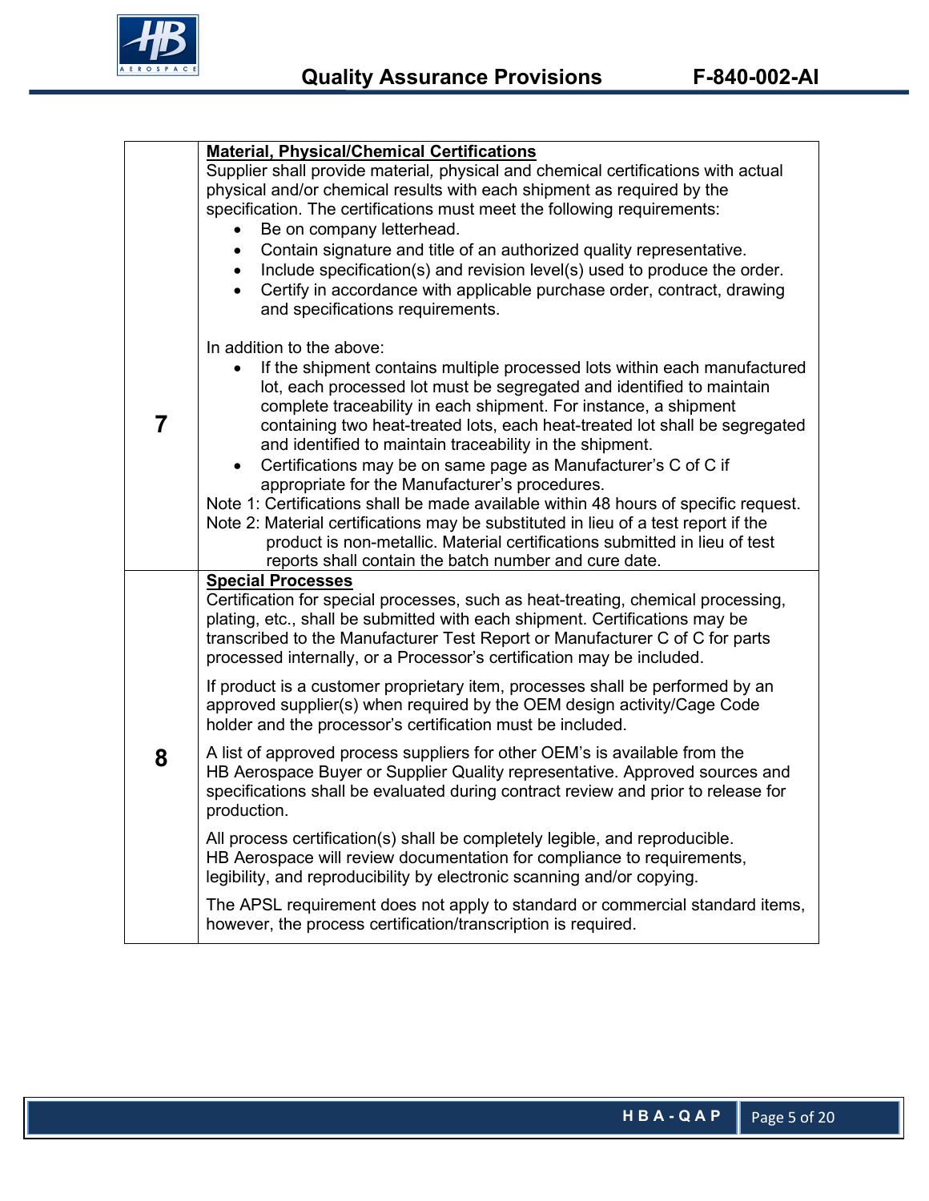| | |
|---|---|
| **7** | **<u>Material, Physical/Chemical Certifications</u>**<br>Supplier shall provide material, physical and chemical certifications with actual physical and/or chemical results with each shipment as required by the specification. The certifications must meet the following requirements:<br>• Be on company letterhead.<br>• Contain signature and title of an authorized quality representative.<br>• Include specification(s) and revision level(s) used to produce the order.<br>• Certify in accordance with applicable purchase order, contract, drawing and specifications requirements.<br><br>In addition to the above:<br>• If the shipment contains multiple processed lots within each manufactured lot, each processed lot must be segregated and identified to maintain complete traceability in each shipment. For instance, a shipment containing two heat-treated lots, each heat-treated lot shall be segregated and identified to maintain traceability in the shipment.<br>• Certifications may be on same page as Manufacturer's C of C if appropriate for the Manufacturer's procedures.<br>Note 1: Certifications shall be made available within 48 hours of specific request.<br>Note 2: Material certifications may be substituted in lieu of a test report if the product is non-metallic. Material certifications submitted in lieu of test reports shall contain the batch number and cure date. |
| **8** | **<u>Special Processes</u>**<br>Certification for special processes, such as heat-treating, chemical processing, plating, etc., shall be submitted with each shipment. Certifications may be transcribed to the Manufacturer Test Report or Manufacturer C of C for parts processed internally, or a Processor's certification may be included.<br><br>If product is a customer proprietary item, processes shall be performed by an approved supplier(s) when required by the OEM design activity/Cage Code holder and the processor's certification must be included.<br><br>A list of approved process suppliers for other OEM's is available from the HB Aerospace Buyer or Supplier Quality representative. Approved sources and specifications shall be evaluated during contract review and prior to release for production.<br><br>All process certification(s) shall be completely legible, and reproducible. HB Aerospace will review documentation for compliance to requirements, legibility, and reproducibility by electronic scanning and/or copying.<br><br>The APSL requirement does not apply to standard or commercial standard items, however, the process certification/transcription is required. |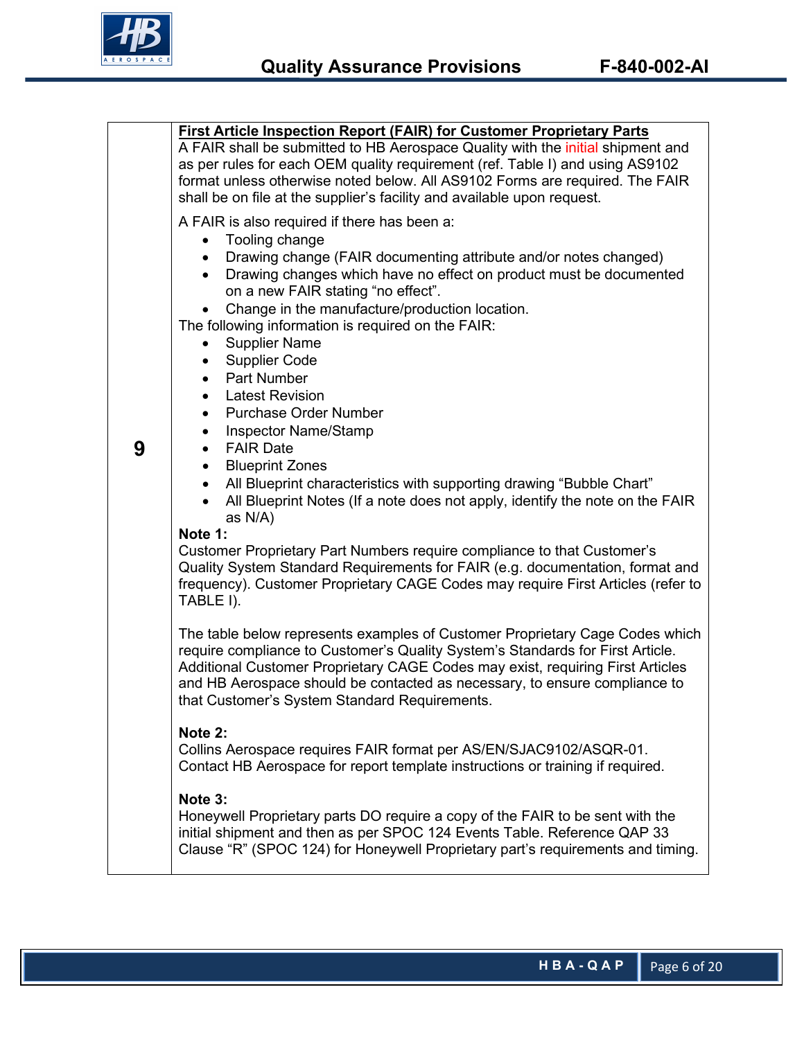| | |
|---|---|
| **9** | **First Article Inspection Report (FAIR) for Customer Proprietary Parts**<br>A FAIR shall be submitted to HB Aerospace Quality with the initial shipment and as per rules for each OEM quality requirement (ref. Table I) and using AS9102 format unless otherwise noted below. All AS9102 Forms are required. The FAIR shall be on file at the supplier's facility and available upon request.<br><br>A FAIR is also required if there has been a:<br>• Tooling change<br>• Drawing change (FAIR documenting attribute and/or notes changed)<br>• Drawing changes which have no effect on product must be documented on a new FAIR stating "no effect".<br>• Change in the manufacture/production location.<br><br>The following information is required on the FAIR:<br>• Supplier Name<br>• Supplier Code<br>• Part Number<br>• Latest Revision<br>• Purchase Order Number<br>• Inspector Name/Stamp<br>• FAIR Date<br>• Blueprint Zones<br>• All Blueprint characteristics with supporting drawing "Bubble Chart"<br>• All Blueprint Notes (If a note does not apply, identify the note on the FAIR as N/A)<br><br>**Note 1:**<br>Customer Proprietary Part Numbers require compliance to that Customer's Quality System Standard Requirements for FAIR (e.g. documentation, format and frequency). Customer Proprietary CAGE Codes may require First Articles (refer to TABLE I).<br><br>The table below represents examples of Customer Proprietary Cage Codes which require compliance to Customer's Quality System's Standards for First Article. Additional Customer Proprietary CAGE Codes may exist, requiring First Articles and HB Aerospace should be contacted as necessary, to ensure compliance to that Customer's System Standard Requirements.<br><br>**Note 2:**<br>Collins Aerospace requires FAIR format per AS/EN/SJAC9102/ASQR-01. Contact HB Aerospace for report template instructions or training if required.<br><br>**Note 3:**<br>Honeywell Proprietary parts DO require a copy of the FAIR to be sent with the initial shipment and then as per SPOC 124 Events Table. Reference QAP 33 Clause "R" (SPOC 124) for Honeywell Proprietary part's requirements and timing. |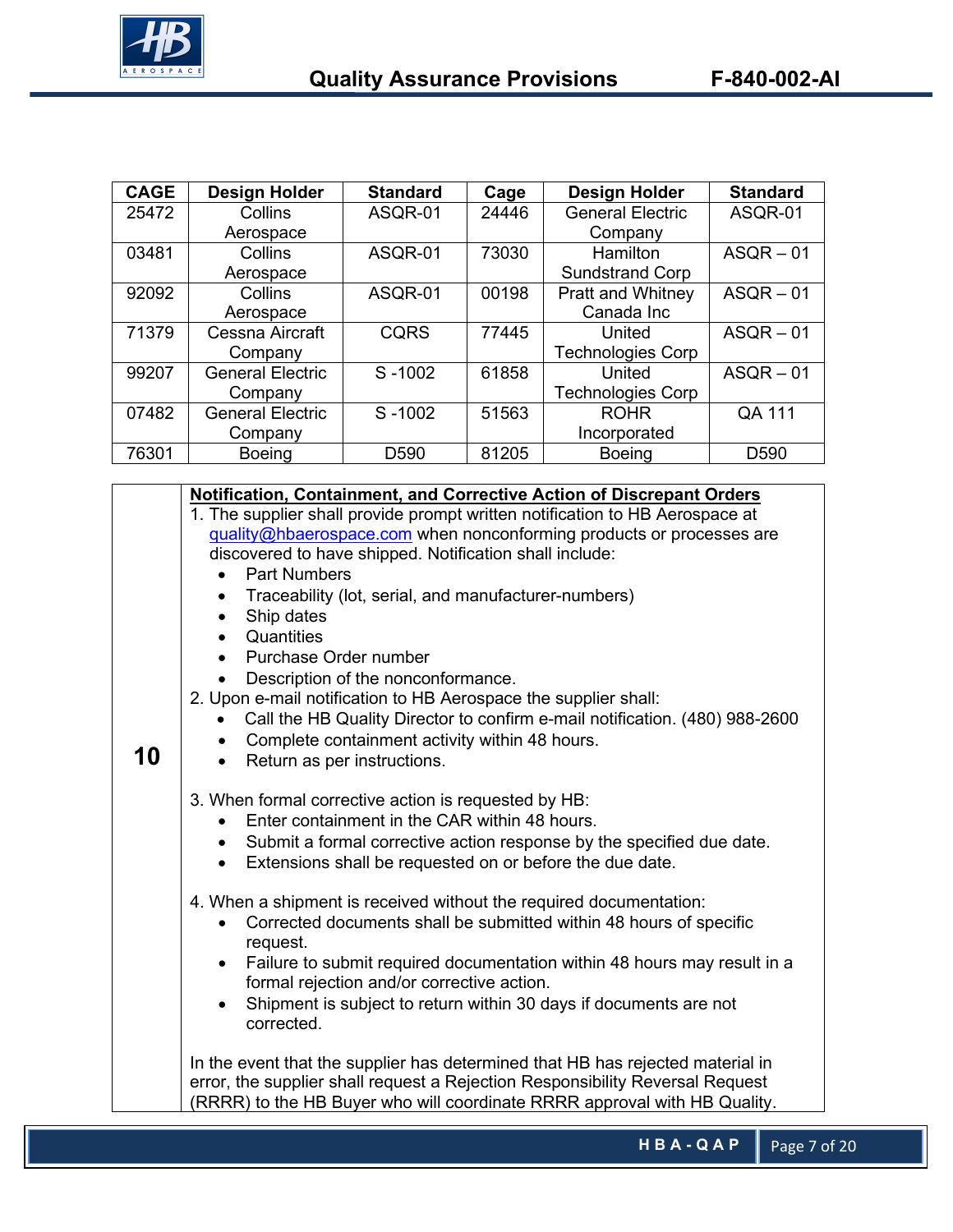| CAGE | Design Holder | Standard | Cage | Design Holder | Standard |
|---|---|---|---|---|---|
| 25472 | Collins Aerospace | ASQR-01 | 24446 | General Electric Company | ASQR-01 |
| 03481 | Collins Aerospace | ASQR-01 | 73030 | Hamilton Sundstrand Corp | ASQR – 01 |
| 92092 | Collins Aerospace | ASQR-01 | 00198 | Pratt and Whitney Canada Inc | ASQR – 01 |
| 71379 | Cessna Aircraft Company | CQRS | 77445 | United Technologies Corp | ASQR – 01 |
| 99207 | General Electric Company | S -1002 | 61858 | United Technologies Corp | ASQR – 01 |
| 07482 | General Electric Company | S -1002 | 51563 | ROHR Incorporated | QA 111 |
| 76301 | Boeing | D590 | 81205 | Boeing | D590 |

**10**

**Notification, Containment, and Corrective Action of Discrepant Orders**

1. The supplier shall provide prompt written notification to HB Aerospace at quality@hbaerospace.com when nonconforming products or processes are discovered to have shipped. Notification shall include:
   - Part Numbers
   - Traceability (lot, serial, and manufacturer-numbers)
   - Ship dates
   - Quantities
   - Purchase Order number
   - Description of the nonconformance.
2. Upon e-mail notification to HB Aerospace the supplier shall:
   - Call the HB Quality Director to confirm e-mail notification. (480) 988-2600
   - Complete containment activity within 48 hours.
   - Return as per instructions.
3. When formal corrective action is requested by HB:
   - Enter containment in the CAR within 48 hours.
   - Submit a formal corrective action response by the specified due date.
   - Extensions shall be requested on or before the due date.
4. When a shipment is received without the required documentation:
   - Corrected documents shall be submitted within 48 hours of specific request.
   - Failure to submit required documentation within 48 hours may result in a formal rejection and/or corrective action.
   - Shipment is subject to return within 30 days if documents are not corrected.

In the event that the supplier has determined that HB has rejected material in error, the supplier shall request a Rejection Responsibility Reversal Request (RRRR) to the HB Buyer who will coordinate RRRR approval with HB Quality.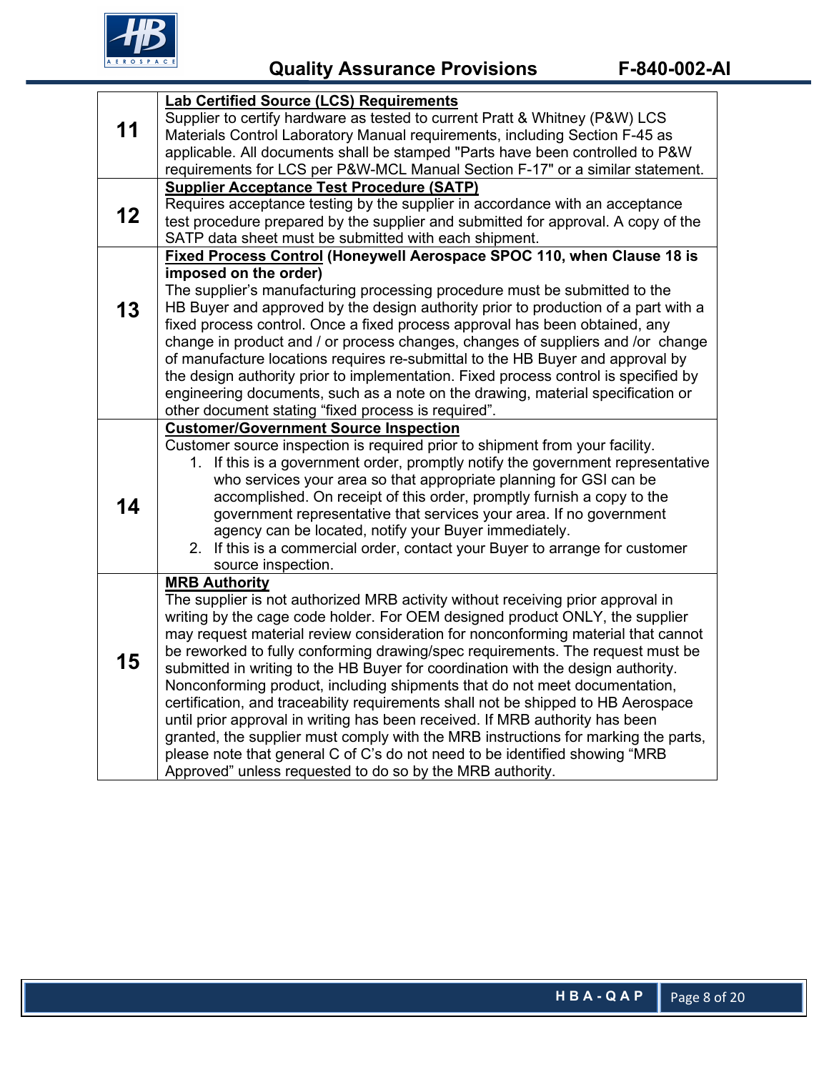| | |
|---|---|
| **11** | **<u>Lab Certified Source (LCS) Requirements</u>**<br>Supplier to certify hardware as tested to current Pratt & Whitney (P&W) LCS Materials Control Laboratory Manual requirements, including Section F-45 as applicable. All documents shall be stamped "Parts have been controlled to P&W requirements for LCS per P&W-MCL Manual Section F-17" or a similar statement. |
| **12** | **<u>Supplier Acceptance Test Procedure (SATP)</u>**<br>Requires acceptance testing by the supplier in accordance with an acceptance test procedure prepared by the supplier and submitted for approval. A copy of the SATP data sheet must be submitted with each shipment. |
| **13** | **<u>Fixed Process Control</u> (Honeywell Aerospace SPOC 110, when Clause 18 is imposed on the order)**<br>The supplier's manufacturing processing procedure must be submitted to the HB Buyer and approved by the design authority prior to production of a part with a fixed process control. Once a fixed process approval has been obtained, any change in product and / or process changes, changes of suppliers and /or change of manufacture locations requires re-submittal to the HB Buyer and approval by the design authority prior to implementation. Fixed process control is specified by engineering documents, such as a note on the drawing, material specification or other document stating "fixed process is required". |
| **14** | **<u>Customer/Government Source Inspection</u>**<br>Customer source inspection is required prior to shipment from your facility.<br>1. If this is a government order, promptly notify the government representative who services your area so that appropriate planning for GSI can be accomplished. On receipt of this order, promptly furnish a copy to the government representative that services your area. If no government agency can be located, notify your Buyer immediately.<br>2. If this is a commercial order, contact your Buyer to arrange for customer source inspection. |
| **15** | **<u>MRB Authority</u>**<br>The supplier is not authorized MRB activity without receiving prior approval in writing by the cage code holder. For OEM designed product ONLY, the supplier may request material review consideration for nonconforming material that cannot be reworked to fully conforming drawing/spec requirements. The request must be submitted in writing to the HB Buyer for coordination with the design authority. Nonconforming product, including shipments that do not meet documentation, certification, and traceability requirements shall not be shipped to HB Aerospace until prior approval in writing has been received. If MRB authority has been granted, the supplier must comply with the MRB instructions for marking the parts, please note that general C of C's do not need to be identified showing "MRB Approved" unless requested to do so by the MRB authority. |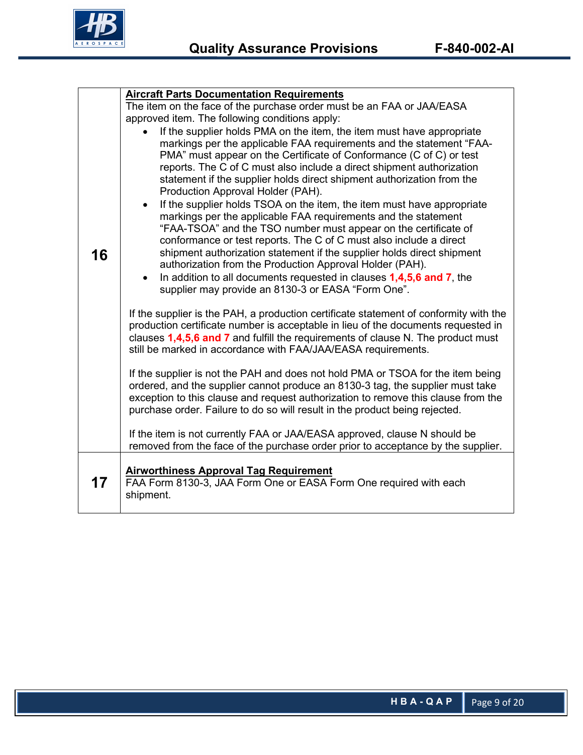| | |
|---|---|
| **16** | **Aircraft Parts Documentation Requirements**<br>The item on the face of the purchase order must be an FAA or JAA/EASA approved item. The following conditions apply:<br>• If the supplier holds PMA on the item, the item must have appropriate markings per the applicable FAA requirements and the statement "FAA-PMA" must appear on the Certificate of Conformance (C of C) or test reports. The C of C must also include a direct shipment authorization statement if the supplier holds direct shipment authorization from the Production Approval Holder (PAH).<br>• If the supplier holds TSOA on the item, the item must have appropriate markings per the applicable FAA requirements and the statement "FAA-TSOA" and the TSO number must appear on the certificate of conformance or test reports. The C of C must also include a direct shipment authorization statement if the supplier holds direct shipment authorization from the Production Approval Holder (PAH).<br>• In addition to all documents requested in clauses **1,4,5,6 and 7**, the supplier may provide an 8130-3 or EASA "Form One".<br><br>If the supplier is the PAH, a production certificate statement of conformity with the production certificate number is acceptable in lieu of the documents requested in clauses **1,4,5,6 and 7** and fulfill the requirements of clause N. The product must still be marked in accordance with FAA/JAA/EASA requirements.<br><br>If the supplier is not the PAH and does not hold PMA or TSOA for the item being ordered, and the supplier cannot produce an 8130-3 tag, the supplier must take exception to this clause and request authorization to remove this clause from the purchase order. Failure to do so will result in the product being rejected.<br><br>If the item is not currently FAA or JAA/EASA approved, clause N should be removed from the face of the purchase order prior to acceptance by the supplier. |
| **17** | **Airworthiness Approval Tag Requirement**<br>FAA Form 8130-3, JAA Form One or EASA Form One required with each shipment. |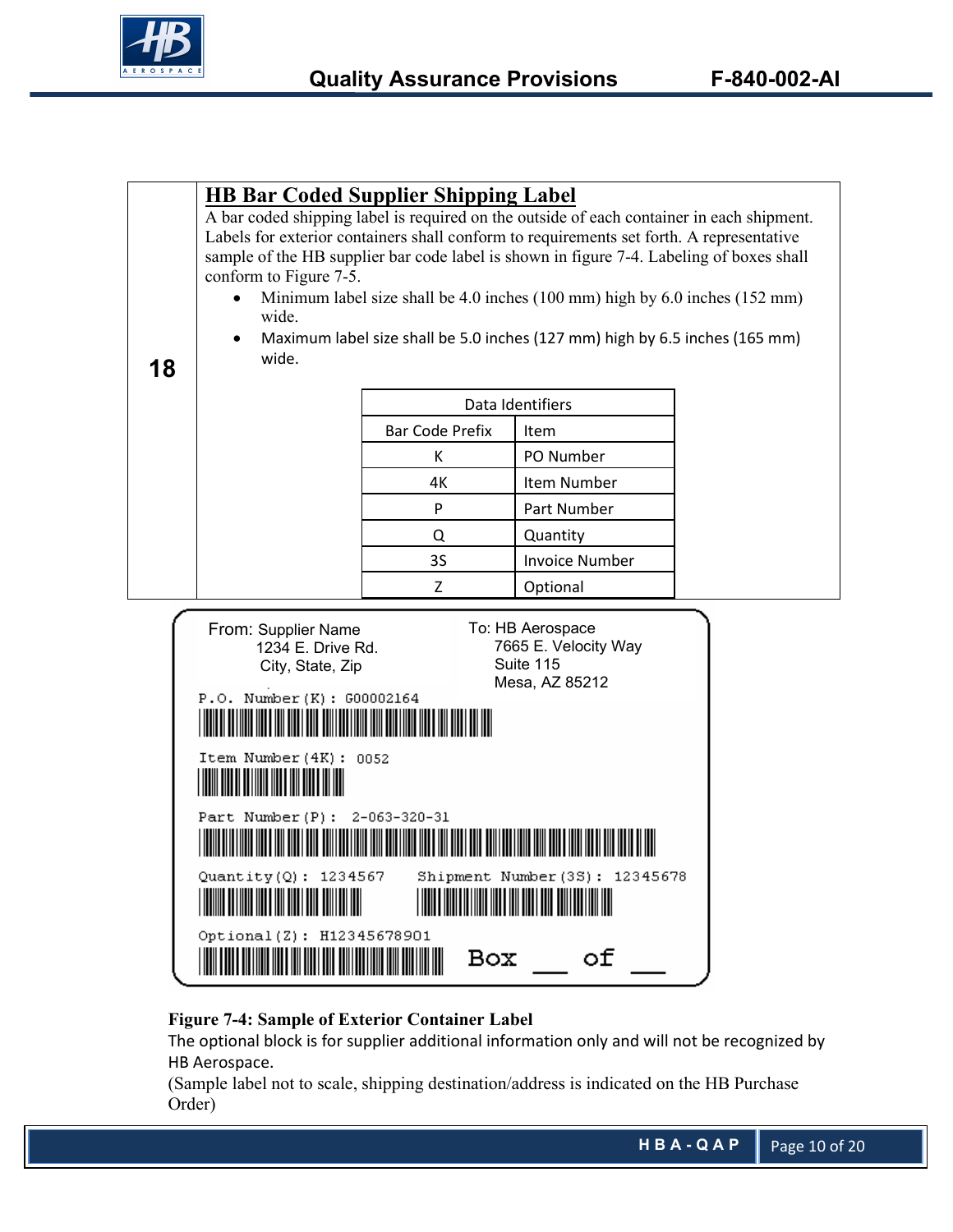**18**

## HB Bar Coded Supplier Shipping Label

A bar coded shipping label is required on the outside of each container in each shipment. Labels for exterior containers shall conform to requirements set forth. A representative sample of the HB supplier bar code label is shown in figure 7-4. Labeling of boxes shall conform to Figure 7-5.

- Minimum label size shall be 4.0 inches (100 mm) high by 6.0 inches (152 mm) wide.
- Maximum label size shall be 5.0 inches (127 mm) high by 6.5 inches (165 mm) wide.

| Data Identifiers | |
|---|---|
| Bar Code Prefix | Item |
| K | PO Number |
| 4K | Item Number |
| P | Part Number |
| Q | Quantity |
| 3S | Invoice Number |
| Z | Optional |

From: Supplier Name
1234 E. Drive Rd.
City, State, Zip

To: HB Aerospace
7665 E. Velocity Way
Suite 115
Mesa, AZ 85212

P.O. Number(K): G00002164

Item Number(4K): 0052

Part Number(P): 2-063-320-31

Quantity(Q): 1234567 Shipment Number(3S): 12345678

Optional(Z): H12345678901 Box __ of __

**Figure 7-4: Sample of Exterior Container Label**

The optional block is for supplier additional information only and will not be recognized by HB Aerospace.

(Sample label not to scale, shipping destination/address is indicated on the HB Purchase Order)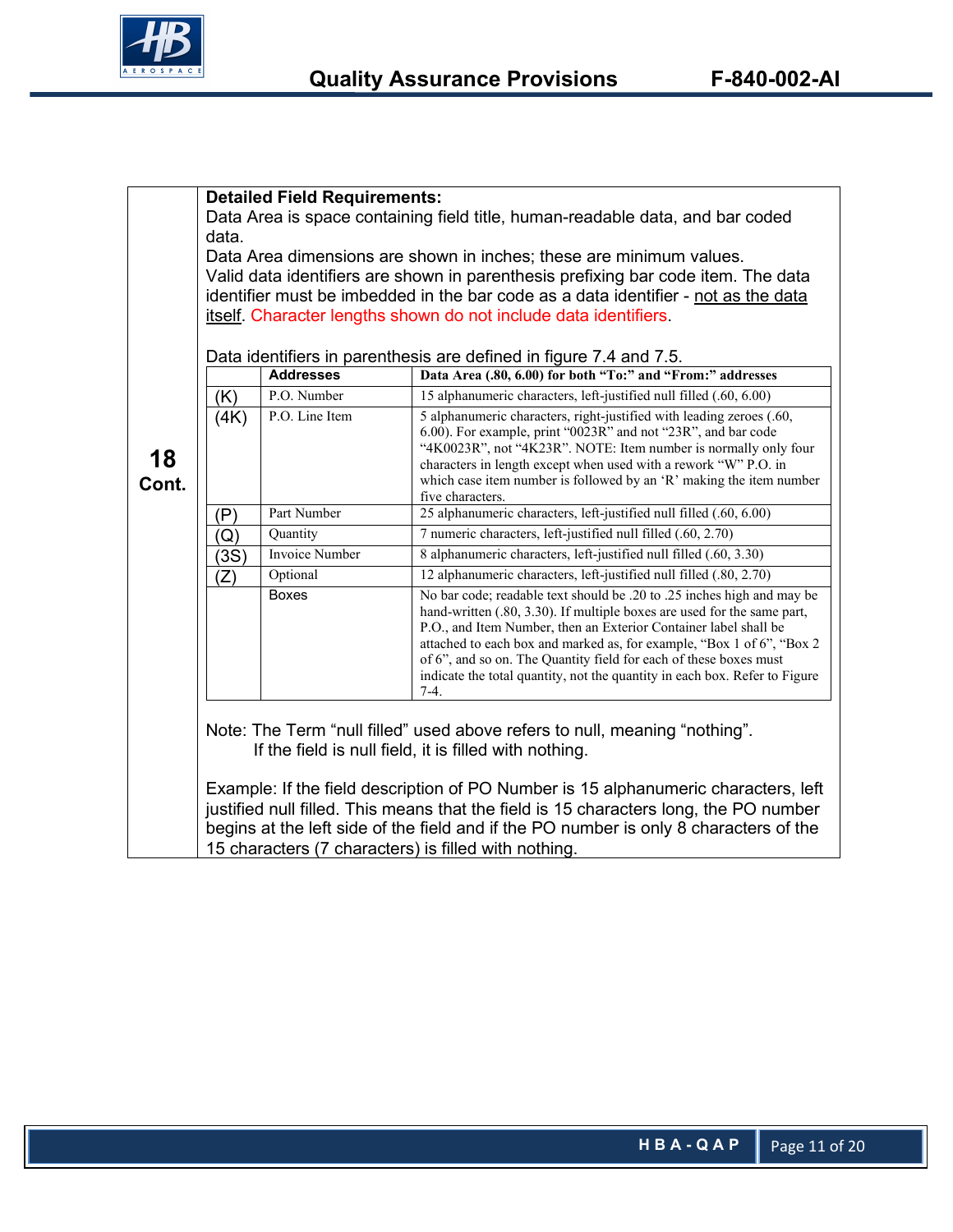**18 Cont.**

**Detailed Field Requirements:**

Data Area is space containing field title, human-readable data, and bar coded data.

Data Area dimensions are shown in inches; these are minimum values.

Valid data identifiers are shown in parenthesis prefixing bar code item. The data identifier must be imbedded in the bar code as a data identifier - not as the data itself. Character lengths shown do not include data identifiers.

Data identifiers in parenthesis are defined in figure 7.4 and 7.5.

| | Addresses | Data Area (.80, 6.00) for both "To:" and "From:" addresses |
|---|---|---|
| (K) | P.O. Number | 15 alphanumeric characters, left-justified null filled (.60, 6.00) |
| (4K) | P.O. Line Item | 5 alphanumeric characters, right-justified with leading zeroes (.60, 6.00). For example, print "0023R" and not "23R", and bar code "4K0023R", not "4K23R". NOTE: Item number is normally only four characters in length except when used with a rework "W" P.O. in which case item number is followed by an 'R' making the item number five characters. |
| (P) | Part Number | 25 alphanumeric characters, left-justified null filled (.60, 6.00) |
| (Q) | Quantity | 7 numeric characters, left-justified null filled (.60, 2.70) |
| (3S) | Invoice Number | 8 alphanumeric characters, left-justified null filled (.60, 3.30) |
| (Z) | Optional | 12 alphanumeric characters, left-justified null filled (.80, 2.70) |
| | Boxes | No bar code; readable text should be .20 to .25 inches high and may be hand-written (.80, 3.30). If multiple boxes are used for the same part, P.O., and Item Number, then an Exterior Container label shall be attached to each box and marked as, for example, "Box 1 of 6", "Box 2 of 6", and so on. The Quantity field for each of these boxes must indicate the total quantity, not the quantity in each box. Refer to Figure 7-4. |

Note: The Term "null filled" used above refers to null, meaning "nothing".
If the field is null field, it is filled with nothing.

Example: If the field description of PO Number is 15 alphanumeric characters, left justified null filled. This means that the field is 15 characters long, the PO number begins at the left side of the field and if the PO number is only 8 characters of the 15 characters (7 characters) is filled with nothing.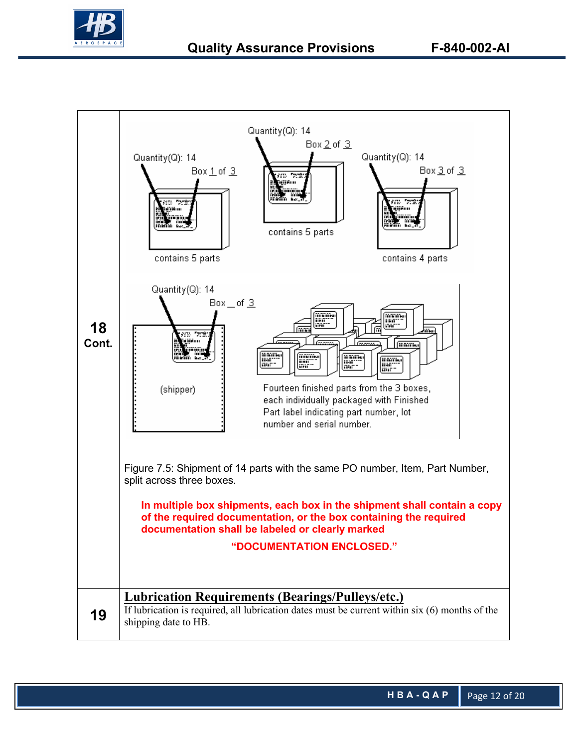| | |
|---|---|
| **18 Cont.** | Quantity(Q): 14 Box 1 of 3 — contains 5 parts<br>Quantity(Q): 14 Box 2 of 3 — contains 5 parts<br>Quantity(Q): 14 Box 3 of 3 — contains 4 parts<br>Quantity(Q): 14 Box _ of 3 (shipper)<br>Fourteen finished parts from the 3 boxes, each individually packaged with Finished Part label indicating part number, lot number and serial number.<br><br>Figure 7.5: Shipment of 14 parts with the same PO number, Item, Part Number, split across three boxes.<br><br>**In multiple box shipments, each box in the shipment shall contain a copy of the required documentation, or the box containing the required documentation shall be labeled or clearly marked "DOCUMENTATION ENCLOSED."** |
| **19** | **Lubrication Requirements (Bearings/Pulleys/etc.)**<br>If lubrication is required, all lubrication dates must be current within six (6) months of the shipping date to HB. |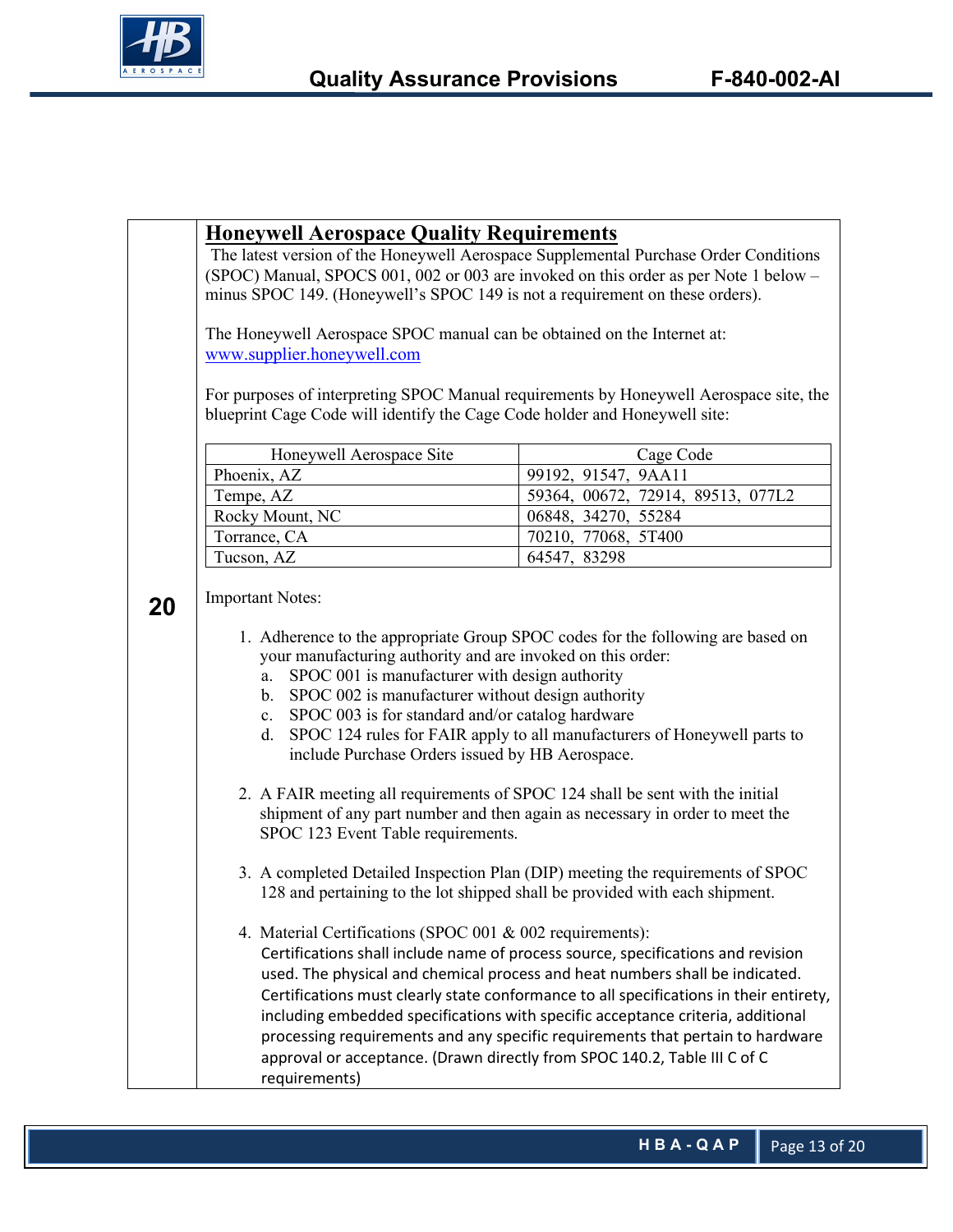**20**

## Honeywell Aerospace Quality Requirements

The latest version of the Honeywell Aerospace Supplemental Purchase Order Conditions (SPOC) Manual, SPOCS 001, 002 or 003 are invoked on this order as per Note 1 below – minus SPOC 149. (Honeywell's SPOC 149 is not a requirement on these orders).

The Honeywell Aerospace SPOC manual can be obtained on the Internet at: [www.supplier.honeywell.com](http://www.supplier.honeywell.com)

For purposes of interpreting SPOC Manual requirements by Honeywell Aerospace site, the blueprint Cage Code will identify the Cage Code holder and Honeywell site:

| Honeywell Aerospace Site | Cage Code |
|---|---|
| Phoenix, AZ | 99192, 91547, 9AA11 |
| Tempe, AZ | 59364, 00672, 72914, 89513, 077L2 |
| Rocky Mount, NC | 06848, 34270, 55284 |
| Torrance, CA | 70210, 77068, 5T400 |
| Tucson, AZ | 64547, 83298 |

Important Notes:

1. Adherence to the appropriate Group SPOC codes for the following are based on your manufacturing authority and are invoked on this order:
   a. SPOC 001 is manufacturer with design authority
   b. SPOC 002 is manufacturer without design authority
   c. SPOC 003 is for standard and/or catalog hardware
   d. SPOC 124 rules for FAIR apply to all manufacturers of Honeywell parts to include Purchase Orders issued by HB Aerospace.

2. A FAIR meeting all requirements of SPOC 124 shall be sent with the initial shipment of any part number and then again as necessary in order to meet the SPOC 123 Event Table requirements.

3. A completed Detailed Inspection Plan (DIP) meeting the requirements of SPOC 128 and pertaining to the lot shipped shall be provided with each shipment.

4. Material Certifications (SPOC 001 & 002 requirements):
   Certifications shall include name of process source, specifications and revision used. The physical and chemical process and heat numbers shall be indicated. Certifications must clearly state conformance to all specifications in their entirety, including embedded specifications with specific acceptance criteria, additional processing requirements and any specific requirements that pertain to hardware approval or acceptance. (Drawn directly from SPOC 140.2, Table III C of C requirements)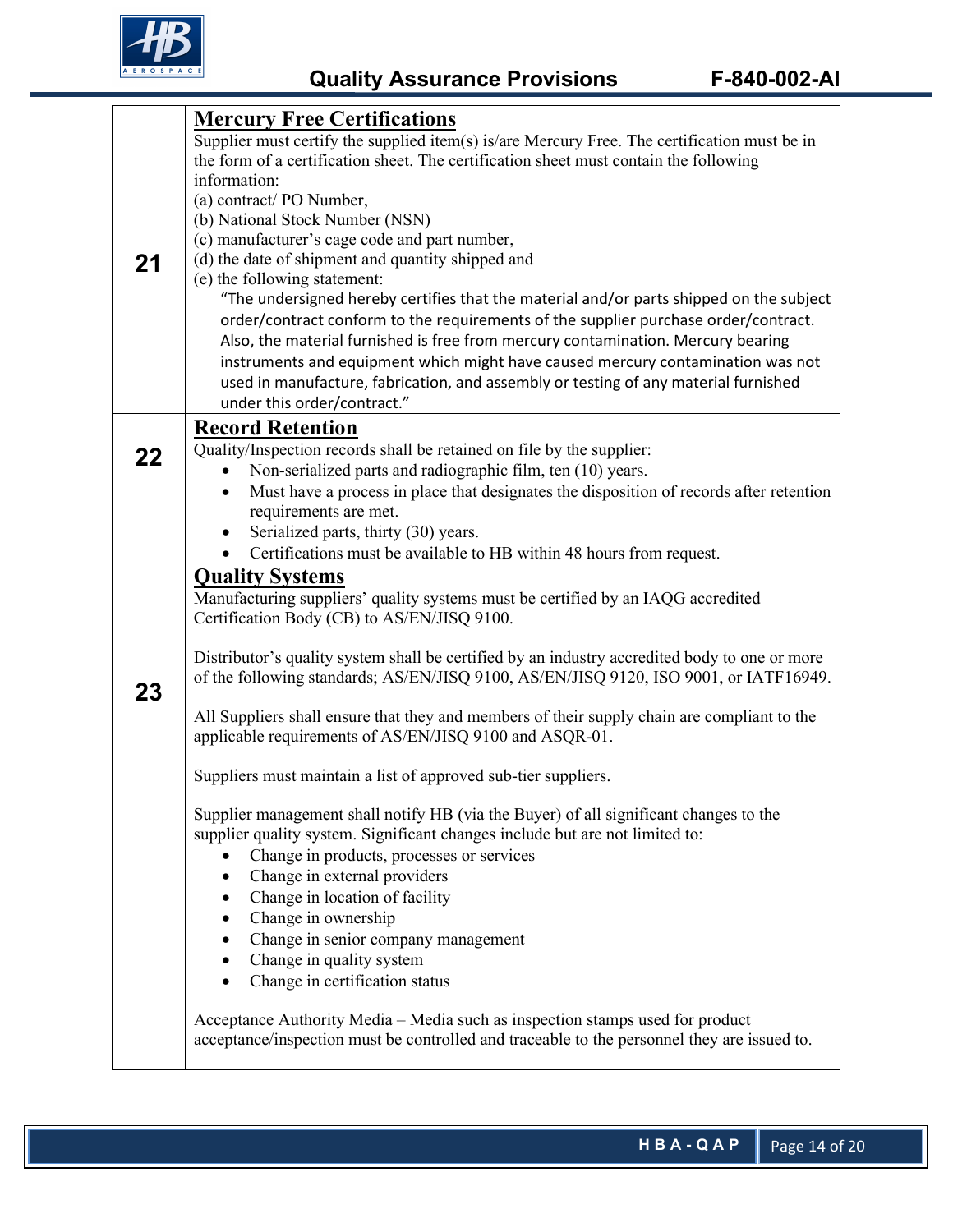| | |
|---|---|
| **21** | **Mercury Free Certifications**<br>Supplier must certify the supplied item(s) is/are Mercury Free. The certification must be in the form of a certification sheet. The certification sheet must contain the following information:<br>(a) contract/ PO Number,<br>(b) National Stock Number (NSN)<br>(c) manufacturer's cage code and part number,<br>(d) the date of shipment and quantity shipped and<br>(e) the following statement:<br>"The undersigned hereby certifies that the material and/or parts shipped on the subject order/contract conform to the requirements of the supplier purchase order/contract. Also, the material furnished is free from mercury contamination. Mercury bearing instruments and equipment which might have caused mercury contamination was not used in manufacture, fabrication, and assembly or testing of any material furnished under this order/contract." |
| **22** | **Record Retention**<br>Quality/Inspection records shall be retained on file by the supplier:<br>• Non-serialized parts and radiographic film, ten (10) years.<br>• Must have a process in place that designates the disposition of records after retention requirements are met.<br>• Serialized parts, thirty (30) years.<br>• Certifications must be available to HB within 48 hours from request. |
| **23** | **Quality Systems**<br>Manufacturing suppliers' quality systems must be certified by an IAQG accredited Certification Body (CB) to AS/EN/JISQ 9100.<br><br>Distributor's quality system shall be certified by an industry accredited body to one or more of the following standards; AS/EN/JISQ 9100, AS/EN/JISQ 9120, ISO 9001, or IATF16949.<br><br>All Suppliers shall ensure that they and members of their supply chain are compliant to the applicable requirements of AS/EN/JISQ 9100 and ASQR-01.<br><br>Suppliers must maintain a list of approved sub-tier suppliers.<br><br>Supplier management shall notify HB (via the Buyer) of all significant changes to the supplier quality system. Significant changes include but are not limited to:<br>• Change in products, processes or services<br>• Change in external providers<br>• Change in location of facility<br>• Change in ownership<br>• Change in senior company management<br>• Change in quality system<br>• Change in certification status<br><br>Acceptance Authority Media – Media such as inspection stamps used for product acceptance/inspection must be controlled and traceable to the personnel they are issued to. |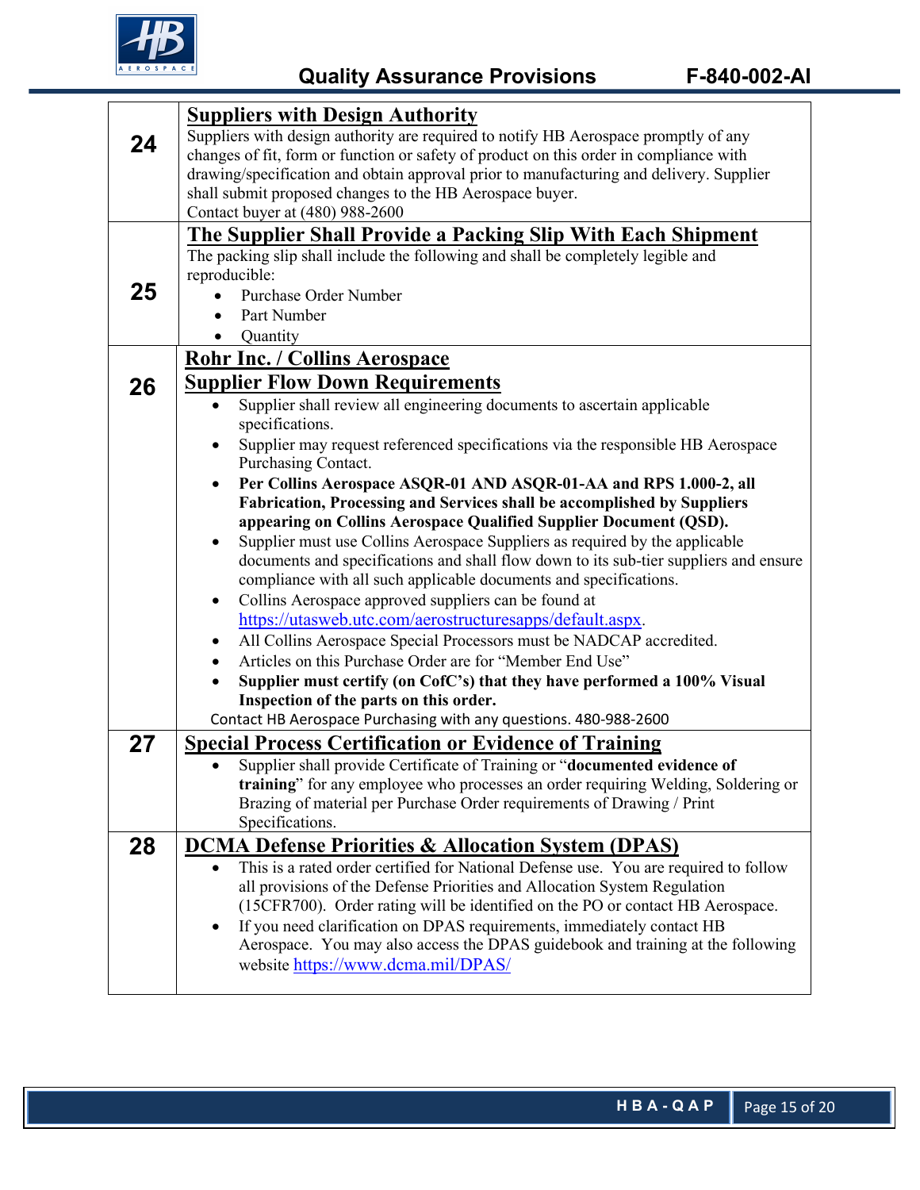| | |
|---|---|
| **24** | **Suppliers with Design Authority**<br>Suppliers with design authority are required to notify HB Aerospace promptly of any changes of fit, form or function or safety of product on this order in compliance with drawing/specification and obtain approval prior to manufacturing and delivery. Supplier shall submit proposed changes to the HB Aerospace buyer.<br>Contact buyer at (480) 988-2600 |
| **25** | **The Supplier Shall Provide a Packing Slip With Each Shipment**<br>The packing slip shall include the following and shall be completely legible and reproducible:<br>• Purchase Order Number<br>• Part Number<br>• Quantity |
| **26** | **Rohr Inc. / Collins Aerospace Supplier Flow Down Requirements**<br>• Supplier shall review all engineering documents to ascertain applicable specifications.<br>• Supplier may request referenced specifications via the responsible HB Aerospace Purchasing Contact.<br>• **Per Collins Aerospace ASQR-01 AND ASQR-01-AA and RPS 1.000-2, all Fabrication, Processing and Services shall be accomplished by Suppliers appearing on Collins Aerospace Qualified Supplier Document (QSD).**<br>• Supplier must use Collins Aerospace Suppliers as required by the applicable documents and specifications and shall flow down to its sub-tier suppliers and ensure compliance with all such applicable documents and specifications.<br>• Collins Aerospace approved suppliers can be found at https://utasweb.utc.com/aerostructuresapps/default.aspx.<br>• All Collins Aerospace Special Processors must be NADCAP accredited.<br>• Articles on this Purchase Order are for "Member End Use"<br>• **Supplier must certify (on CofC's) that they have performed a 100% Visual Inspection of the parts on this order.**<br>Contact HB Aerospace Purchasing with any questions. 480-988-2600 |
| **27** | **Special Process Certification or Evidence of Training**<br>• Supplier shall provide Certificate of Training or "**documented evidence of training**" for any employee who processes an order requiring Welding, Soldering or Brazing of material per Purchase Order requirements of Drawing / Print Specifications. |
| **28** | **DCMA Defense Priorities & Allocation System (DPAS)**<br>• This is a rated order certified for National Defense use. You are required to follow all provisions of the Defense Priorities and Allocation System Regulation (15CFR700). Order rating will be identified on the PO or contact HB Aerospace.<br>• If you need clarification on DPAS requirements, immediately contact HB Aerospace. You may also access the DPAS guidebook and training at the following website https://www.dcma.mil/DPAS/ |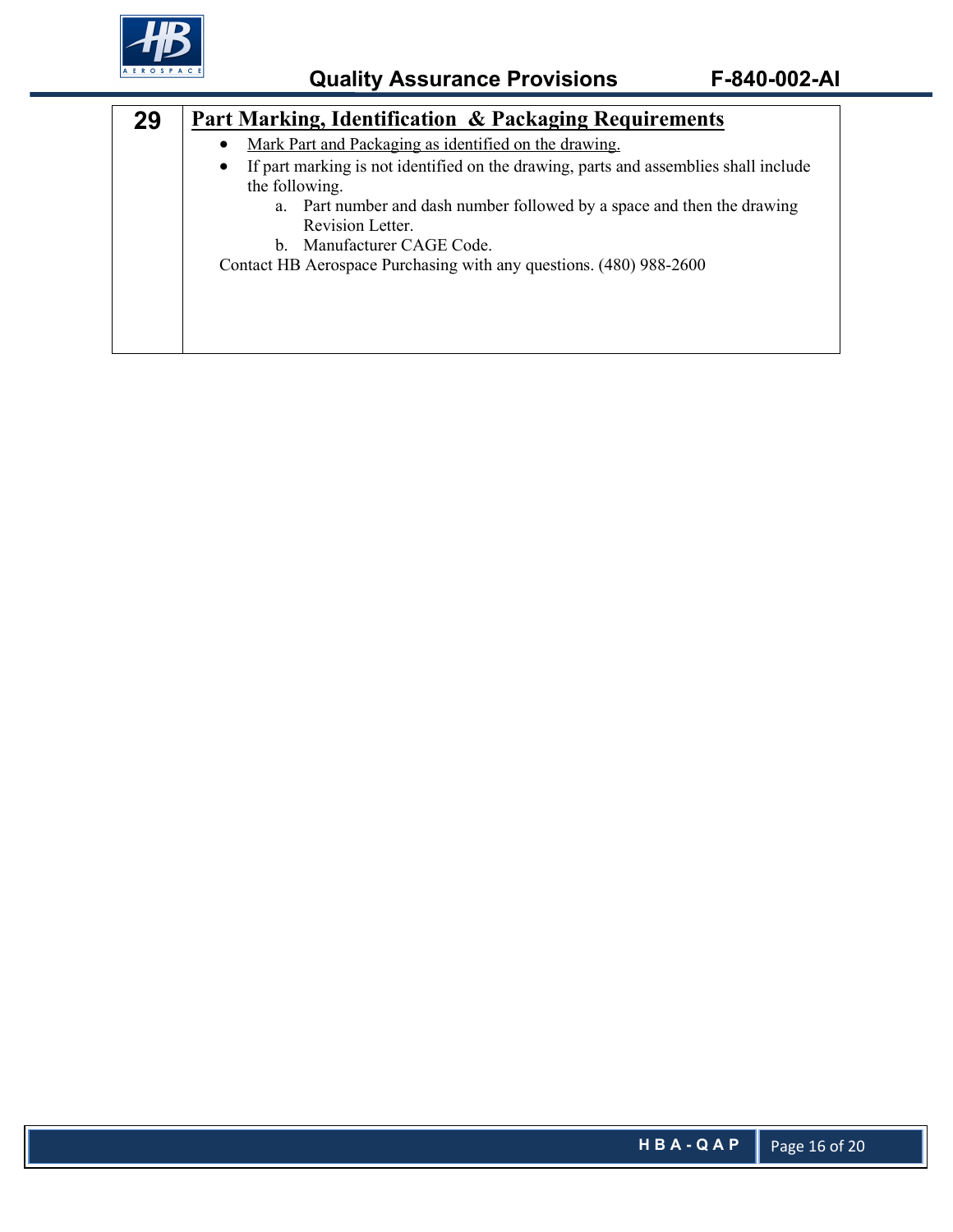## 29 Part Marking, Identification & Packaging Requirements

- Mark Part and Packaging as identified on the drawing.
- If part marking is not identified on the drawing, parts and assemblies shall include the following.
  a. Part number and dash number followed by a space and then the drawing Revision Letter.
  b. Manufacturer CAGE Code.

Contact HB Aerospace Purchasing with any questions. (480) 988-2600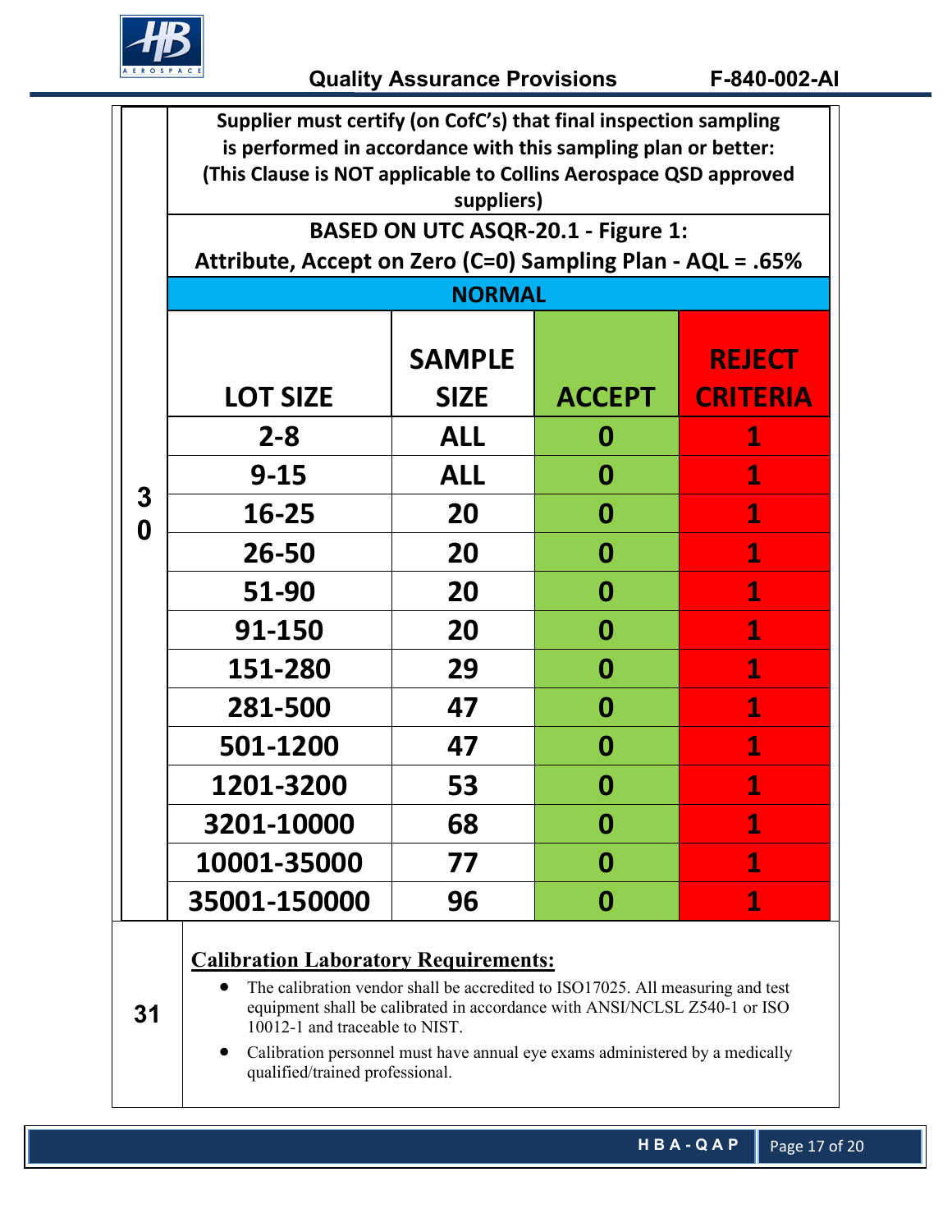**30**

**Supplier must certify (on CofC's) that final inspection sampling is performed in accordance with this sampling plan or better: (This Clause is NOT applicable to Collins Aerospace QSD approved suppliers)**

**BASED ON UTC ASQR-20.1 - Figure 1: Attribute, Accept on Zero (C=0) Sampling Plan - AQL = .65%**

**NORMAL**

| LOT SIZE | SAMPLE SIZE | ACCEPT | REJECT CRITERIA |
|---|---|---|---|
| 2-8 | ALL | 0 | 1 |
| 9-15 | ALL | 0 | 1 |
| 16-25 | 20 | 0 | 1 |
| 26-50 | 20 | 0 | 1 |
| 51-90 | 20 | 0 | 1 |
| 91-150 | 20 | 0 | 1 |
| 151-280 | 29 | 0 | 1 |
| 281-500 | 47 | 0 | 1 |
| 501-1200 | 47 | 0 | 1 |
| 1201-3200 | 53 | 0 | 1 |
| 3201-10000 | 68 | 0 | 1 |
| 10001-35000 | 77 | 0 | 1 |
| 35001-150000 | 96 | 0 | 1 |

**31**

**Calibration Laboratory Requirements:**

- The calibration vendor shall be accredited to ISO17025. All measuring and test equipment shall be calibrated in accordance with ANSI/NCLSL Z540-1 or ISO 10012-1 and traceable to NIST.
- Calibration personnel must have annual eye exams administered by a medically qualified/trained professional.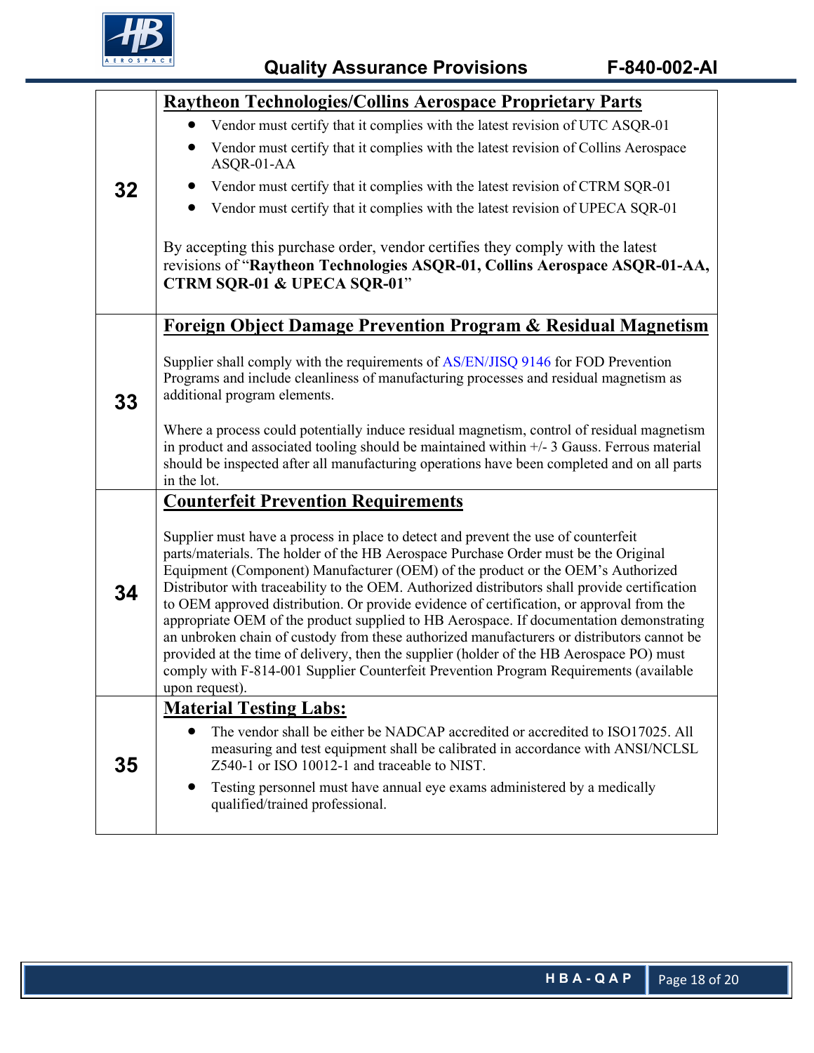| | |
|---|---|
| **32** | **Raytheon Technologies/Collins Aerospace Proprietary Parts**<br><br>• Vendor must certify that it complies with the latest revision of UTC ASQR-01<br>• Vendor must certify that it complies with the latest revision of Collins Aerospace ASQR-01-AA<br>• Vendor must certify that it complies with the latest revision of CTRM SQR-01<br>• Vendor must certify that it complies with the latest revision of UPECA SQR-01<br><br>By accepting this purchase order, vendor certifies they comply with the latest revisions of "**Raytheon Technologies ASQR-01, Collins Aerospace ASQR-01-AA, CTRM SQR-01 & UPECA SQR-01**" |
| **33** | **Foreign Object Damage Prevention Program & Residual Magnetism**<br><br>Supplier shall comply with the requirements of AS/EN/JISQ 9146 for FOD Prevention Programs and include cleanliness of manufacturing processes and residual magnetism as additional program elements.<br><br>Where a process could potentially induce residual magnetism, control of residual magnetism in product and associated tooling should be maintained within +/- 3 Gauss. Ferrous material should be inspected after all manufacturing operations have been completed and on all parts in the lot. |
| **34** | **Counterfeit Prevention Requirements**<br><br>Supplier must have a process in place to detect and prevent the use of counterfeit parts/materials. The holder of the HB Aerospace Purchase Order must be the Original Equipment (Component) Manufacturer (OEM) of the product or the OEM's Authorized Distributor with traceability to the OEM. Authorized distributors shall provide certification to OEM approved distribution. Or provide evidence of certification, or approval from the appropriate OEM of the product supplied to HB Aerospace. If documentation demonstrating an unbroken chain of custody from these authorized manufacturers or distributors cannot be provided at the time of delivery, then the supplier (holder of the HB Aerospace PO) must comply with F-814-001 Supplier Counterfeit Prevention Program Requirements (available upon request). |
| **35** | **Material Testing Labs:**<br><br>• The vendor shall be either be NADCAP accredited or accredited to ISO17025. All measuring and test equipment shall be calibrated in accordance with ANSI/NCLSL Z540-1 or ISO 10012-1 and traceable to NIST.<br>• Testing personnel must have annual eye exams administered by a medically qualified/trained professional. |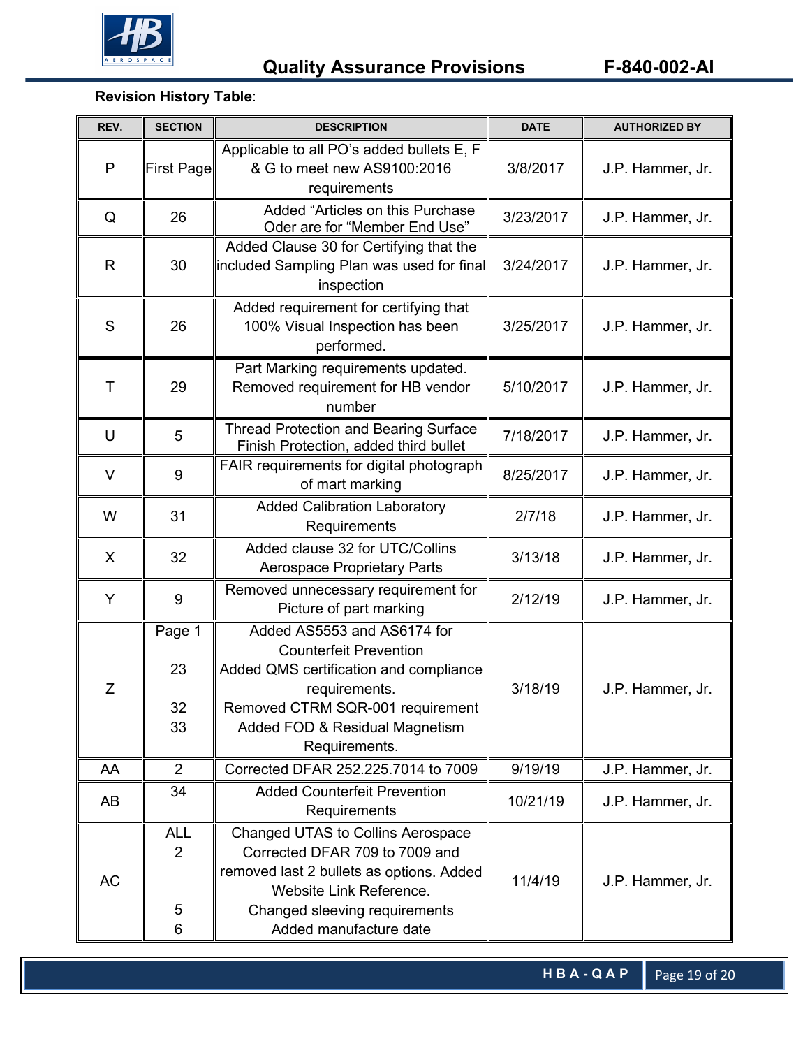**Revision History Table**:

| REV. | SECTION | DESCRIPTION | DATE | AUTHORIZED BY |
|---|---|---|---|---|
| P | First Page | Applicable to all PO's added bullets E, F & G to meet new AS9100:2016 requirements | 3/8/2017 | J.P. Hammer, Jr. |
| Q | 26 | Added "Articles on this Purchase Oder are for "Member End Use" | 3/23/2017 | J.P. Hammer, Jr. |
| R | 30 | Added Clause 30 for Certifying that the included Sampling Plan was used for final inspection | 3/24/2017 | J.P. Hammer, Jr. |
| S | 26 | Added requirement for certifying that 100% Visual Inspection has been performed. | 3/25/2017 | J.P. Hammer, Jr. |
| T | 29 | Part Marking requirements updated. Removed requirement for HB vendor number | 5/10/2017 | J.P. Hammer, Jr. |
| U | 5 | Thread Protection and Bearing Surface Finish Protection, added third bullet | 7/18/2017 | J.P. Hammer, Jr. |
| V | 9 | FAIR requirements for digital photograph of mart marking | 8/25/2017 | J.P. Hammer, Jr. |
| W | 31 | Added Calibration Laboratory Requirements | 2/7/18 | J.P. Hammer, Jr. |
| X | 32 | Added clause 32 for UTC/Collins Aerospace Proprietary Parts | 3/13/18 | J.P. Hammer, Jr. |
| Y | 9 | Removed unnecessary requirement for Picture of part marking | 2/12/19 | J.P. Hammer, Jr. |
| Z | Page 1<br>23<br>32<br>33 | Added AS5553 and AS6174 for Counterfeit Prevention<br>Added QMS certification and compliance requirements.<br>Removed CTRM SQR-001 requirement<br>Added FOD & Residual Magnetism Requirements. | 3/18/19 | J.P. Hammer, Jr. |
| AA | 2 | Corrected DFAR 252.225.7014 to 7009 | 9/19/19 | J.P. Hammer, Jr. |
| AB | 34 | Added Counterfeit Prevention Requirements | 10/21/19 | J.P. Hammer, Jr. |
| AC | ALL<br>2<br>5<br>6 | Changed UTAS to Collins Aerospace<br>Corrected DFAR 709 to 7009 and removed last 2 bullets as options. Added Website Link Reference.<br>Changed sleeving requirements<br>Added manufacture date | 11/4/19 | J.P. Hammer, Jr. |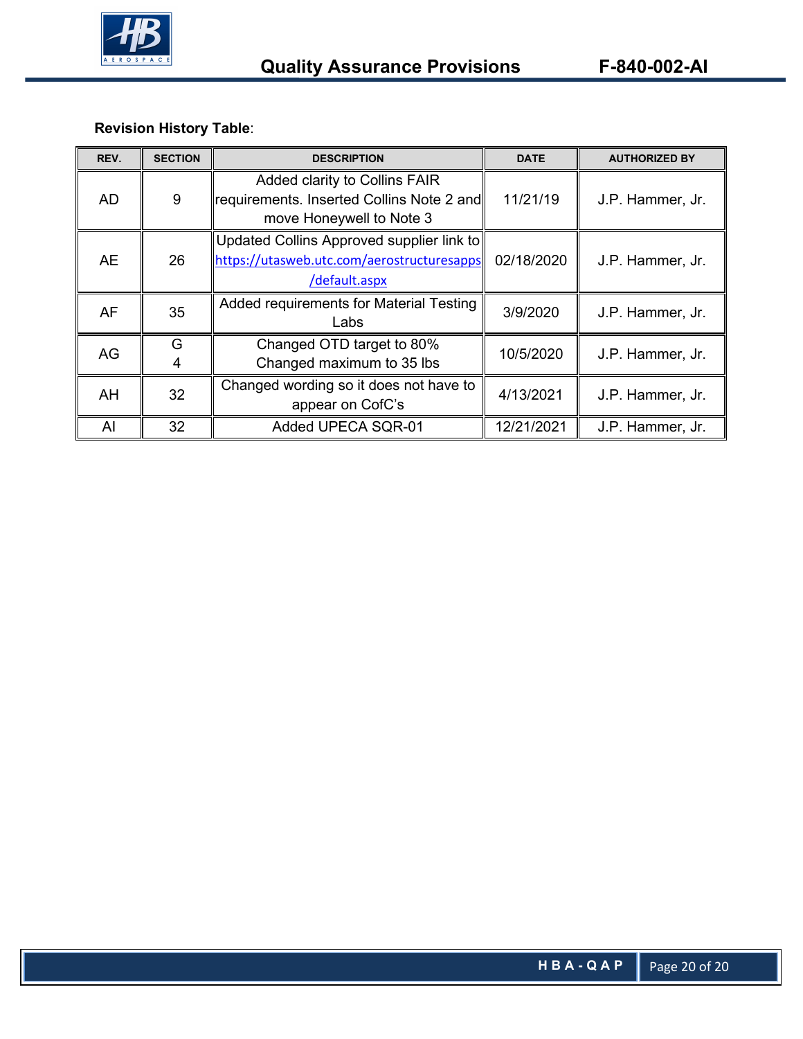**Revision History Table**:

| REV. | SECTION | DESCRIPTION | DATE | AUTHORIZED BY |
|---|---|---|---|---|
| AD | 9 | Added clarity to Collins FAIR requirements. Inserted Collins Note 2 and move Honeywell to Note 3 | 11/21/19 | J.P. Hammer, Jr. |
| AE | 26 | Updated Collins Approved supplier link to https://utasweb.utc.com/aerostructuresapps/default.aspx | 02/18/2020 | J.P. Hammer, Jr. |
| AF | 35 | Added requirements for Material Testing Labs | 3/9/2020 | J.P. Hammer, Jr. |
| AG | G<br>4 | Changed OTD target to 80%<br>Changed maximum to 35 lbs | 10/5/2020 | J.P. Hammer, Jr. |
| AH | 32 | Changed wording so it does not have to appear on CofC's | 4/13/2021 | J.P. Hammer, Jr. |
| AI | 32 | Added UPECA SQR-01 | 12/21/2021 | J.P. Hammer, Jr. |